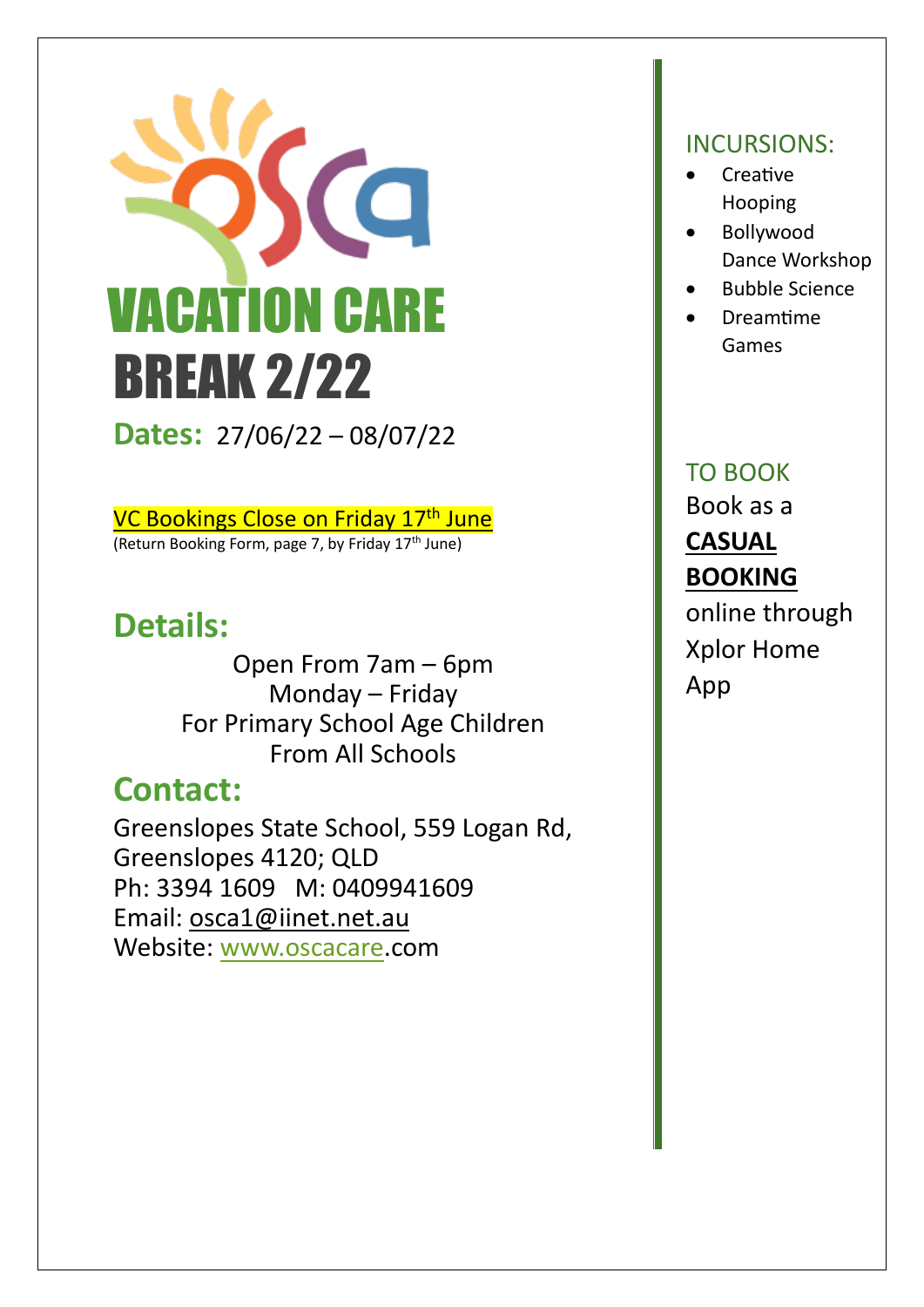# OSCA VACATION CARE BREAK 2/22

**Dates:** 27/06/22 – 08/07/22

VC Bookings Close on Friday 17th June
(Return Booking Form, page 7, by Friday 17th June)

## Details:

Open From 7am – 6pm
Monday – Friday
For Primary School Age Children
From All Schools

## Contact:

Greenslopes State School, 559 Logan Rd, Greenslopes 4120; QLD
Ph: 3394 1609 M: 0409941609
Email: osca1@iinet.net.au
Website: www.oscacare.com

## INCURSIONS:

- Creative Hooping
- Bollywood Dance Workshop
- Bubble Science
- Dreamtime Games

## TO BOOK

Book as a **CASUAL BOOKING** online through Xplor Home App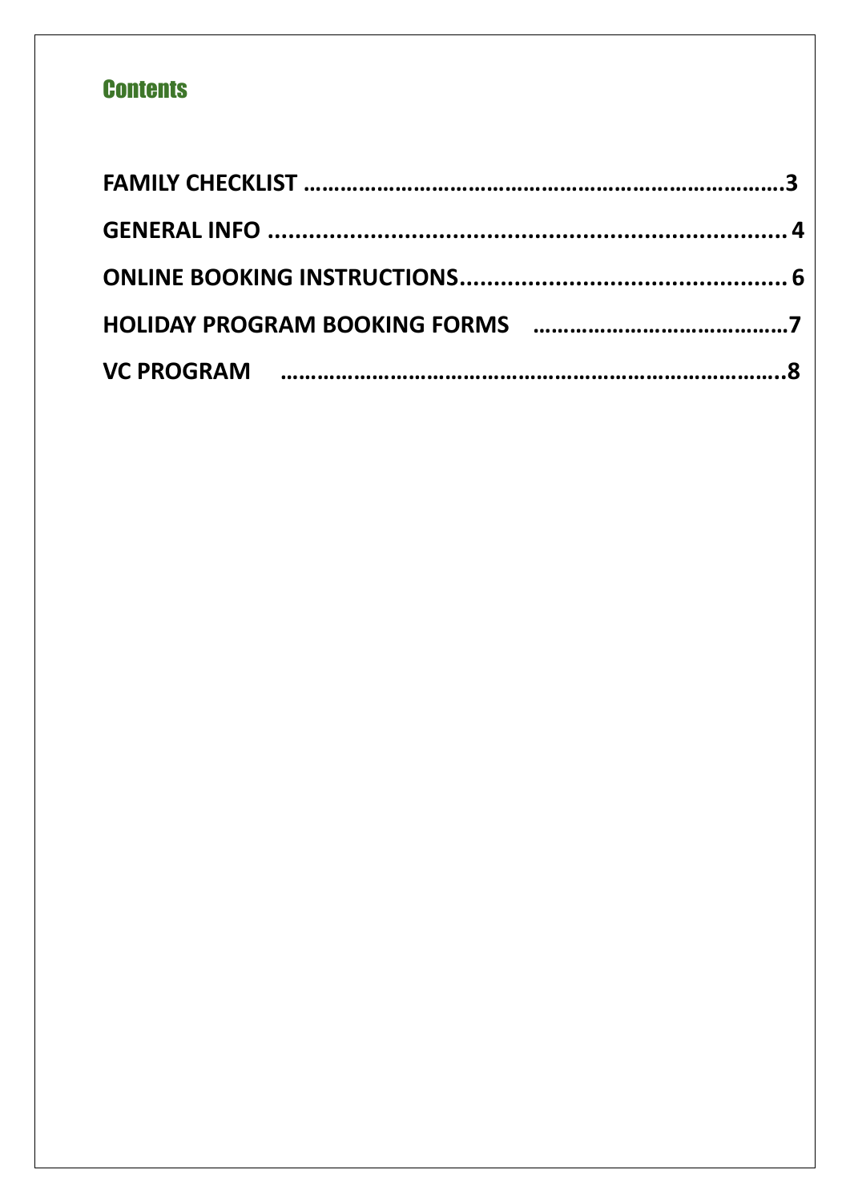## Contents

**FAMILY CHECKLIST ……………………………………………………………………3**

**GENERAL INFO ............................................................................ 4**

**ONLINE BOOKING INSTRUCTIONS................................................. 6**

**HOLIDAY PROGRAM BOOKING FORMS …………………………………7**

**VC PROGRAM ………………………………………………………………………8**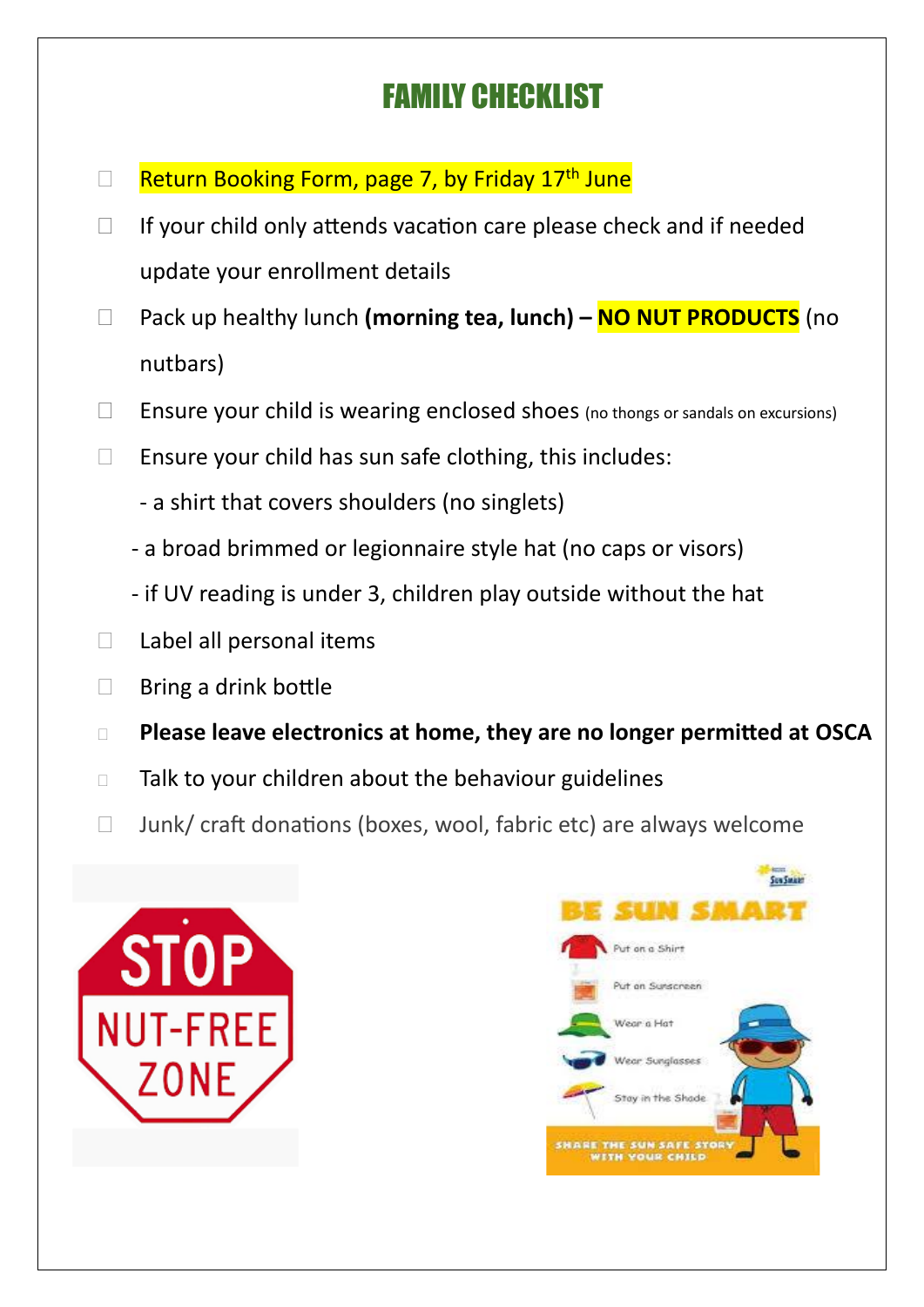# FAMILY CHECKLIST

- ☐ Return Booking Form, page 7, by Friday 17th June
- ☐ If your child only attends vacation care please check and if needed update your enrollment details
- ☐ Pack up healthy lunch **(morning tea, lunch) – NO NUT PRODUCTS** (no nutbars)
- ☐ Ensure your child is wearing enclosed shoes (no thongs or sandals on excursions)
- ☐ Ensure your child has sun safe clothing, this includes:
  - a shirt that covers shoulders (no singlets)
  - a broad brimmed or legionnaire style hat (no caps or visors)
  - if UV reading is under 3, children play outside without the hat
- ☐ Label all personal items
- ☐ Bring a drink bottle
- ☐ **Please leave electronics at home, they are no longer permitted at OSCA**
- ☐ Talk to your children about the behaviour guidelines
- ☐ Junk/ craft donations (boxes, wool, fabric etc) are always welcome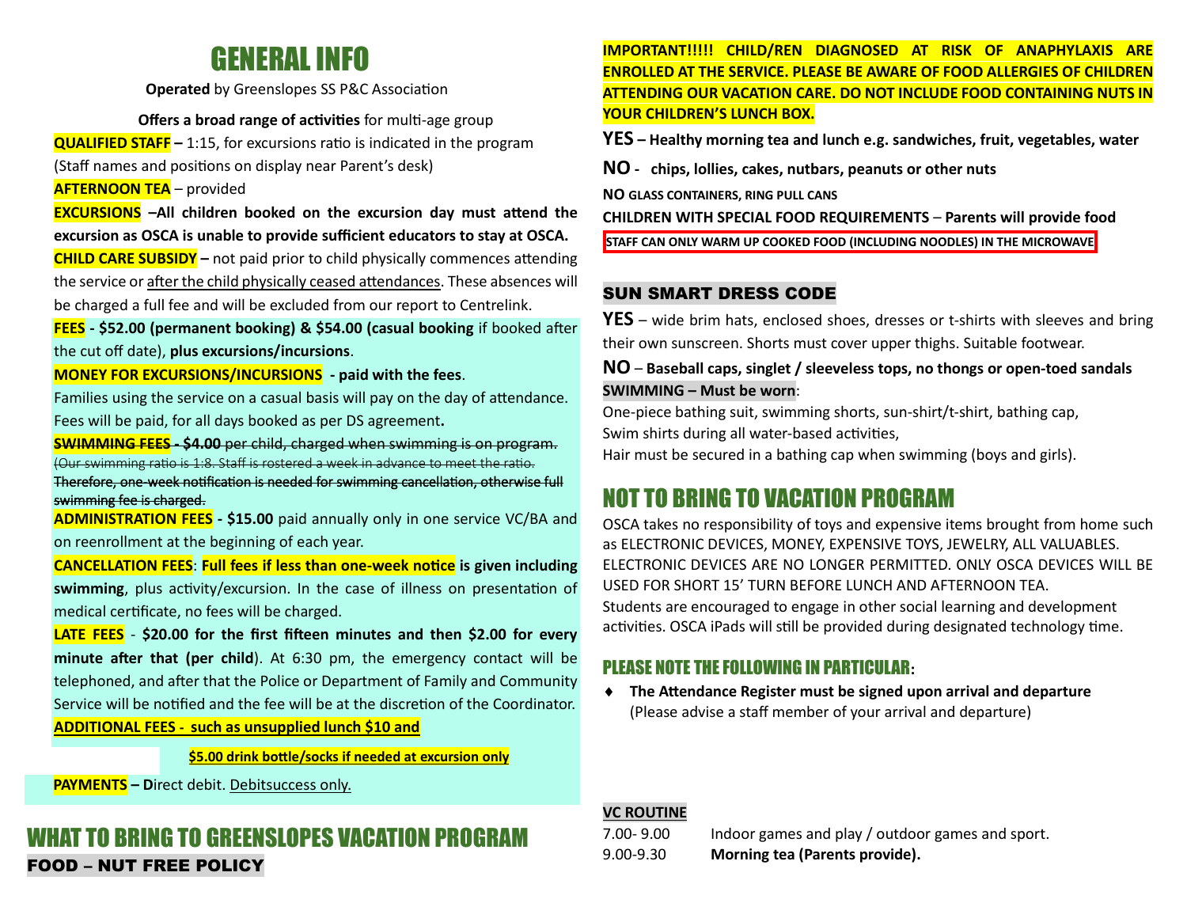# GENERAL INFO

**Operated** by Greenslopes SS P&C Association

**Offers a broad range of activities** for multi-age group

**QUALIFIED STAFF –** 1:15, for excursions ratio is indicated in the program (Staff names and positions on display near Parent's desk)

**AFTERNOON TEA** – provided

**EXCURSIONS –All children booked on the excursion day must attend the excursion as OSCA is unable to provide sufficient educators to stay at OSCA.**

**CHILD CARE SUBSIDY –** not paid prior to child physically commences attending the service or after the child physically ceased attendances. These absences will be charged a full fee and will be excluded from our report to Centrelink.

**FEES - $52.00 (permanent booking) & $54.00 (casual booking** if booked after the cut off date), **plus excursions/incursions**.

**MONEY FOR EXCURSIONS/INCURSIONS - paid with the fees**.

Families using the service on a casual basis will pay on the day of attendance. Fees will be paid, for all days booked as per DS agreement**.**

~~**SWIMMING FEES - $4.00** per child, charged when swimming is on program. (Our swimming ratio is 1:8. Staff is rostered a week in advance to meet the ratio. Therefore, one-week notification is needed for swimming cancellation, otherwise full swimming fee is charged.~~

**ADMINISTRATION FEES - $15.00** paid annually only in one service VC/BA and on reenrollment at the beginning of each year.

**CANCELLATION FEES**: **Full fees if less than one-week notice is given including swimming**, plus activity/excursion. In the case of illness on presentation of medical certificate, no fees will be charged.

**LATE FEES** - **$20.00 for the first fifteen minutes and then $2.00 for every minute after that (per child**). At 6:30 pm, the emergency contact will be telephoned, and after that the Police or Department of Family and Community Service will be notified and the fee will be at the discretion of the Coordinator.

**ADDITIONAL FEES - such as unsupplied lunch $10 and**

**$5.00 drink bottle/socks if needed at excursion only**

**PAYMENTS – D**irect debit. Debitsuccess only.

# WHAT TO BRING TO GREENSLOPES VACATION PROGRAM

## FOOD – NUT FREE POLICY

**IMPORTANT!!!!! CHILD/REN DIAGNOSED AT RISK OF ANAPHYLAXIS ARE ENROLLED AT THE SERVICE. PLEASE BE AWARE OF FOOD ALLERGIES OF CHILDREN ATTENDING OUR VACATION CARE. DO NOT INCLUDE FOOD CONTAINING NUTS IN YOUR CHILDREN'S LUNCH BOX.**

**YES – Healthy morning tea and lunch e.g. sandwiches, fruit, vegetables, water**

**NO - chips, lollies, cakes, nutbars, peanuts or other nuts**

**NO GLASS CONTAINERS, RING PULL CANS**

**CHILDREN WITH SPECIAL FOOD REQUIREMENTS – Parents will provide food**

**STAFF CAN ONLY WARM UP COOKED FOOD (INCLUDING NOODLES) IN THE MICROWAVE**

## SUN SMART DRESS CODE

**YES** – wide brim hats, enclosed shoes, dresses or t-shirts with sleeves and bring their own sunscreen. Shorts must cover upper thighs. Suitable footwear.

**NO – Baseball caps, singlet / sleeveless tops, no thongs or open-toed sandals**

**SWIMMING – Must be worn**:

One-piece bathing suit, swimming shorts, sun-shirt/t-shirt, bathing cap,
Swim shirts during all water-based activities,
Hair must be secured in a bathing cap when swimming (boys and girls).

# NOT TO BRING TO VACATION PROGRAM

OSCA takes no responsibility of toys and expensive items brought from home such as ELECTRONIC DEVICES, MONEY, EXPENSIVE TOYS, JEWELRY, ALL VALUABLES. ELECTRONIC DEVICES ARE NO LONGER PERMITTED. ONLY OSCA DEVICES WILL BE USED FOR SHORT 15' TURN BEFORE LUNCH AND AFTERNOON TEA.
Students are encouraged to engage in other social learning and development activities. OSCA iPads will still be provided during designated technology time.

## PLEASE NOTE THE FOLLOWING IN PARTICULAR:

- **The Attendance Register must be signed upon arrival and departure** (Please advise a staff member of your arrival and departure)

**VC ROUTINE**

| | |
|---|---|
| 7.00- 9.00 | Indoor games and play / outdoor games and sport. |
| 9.00-9.30 | **Morning tea (Parents provide).** |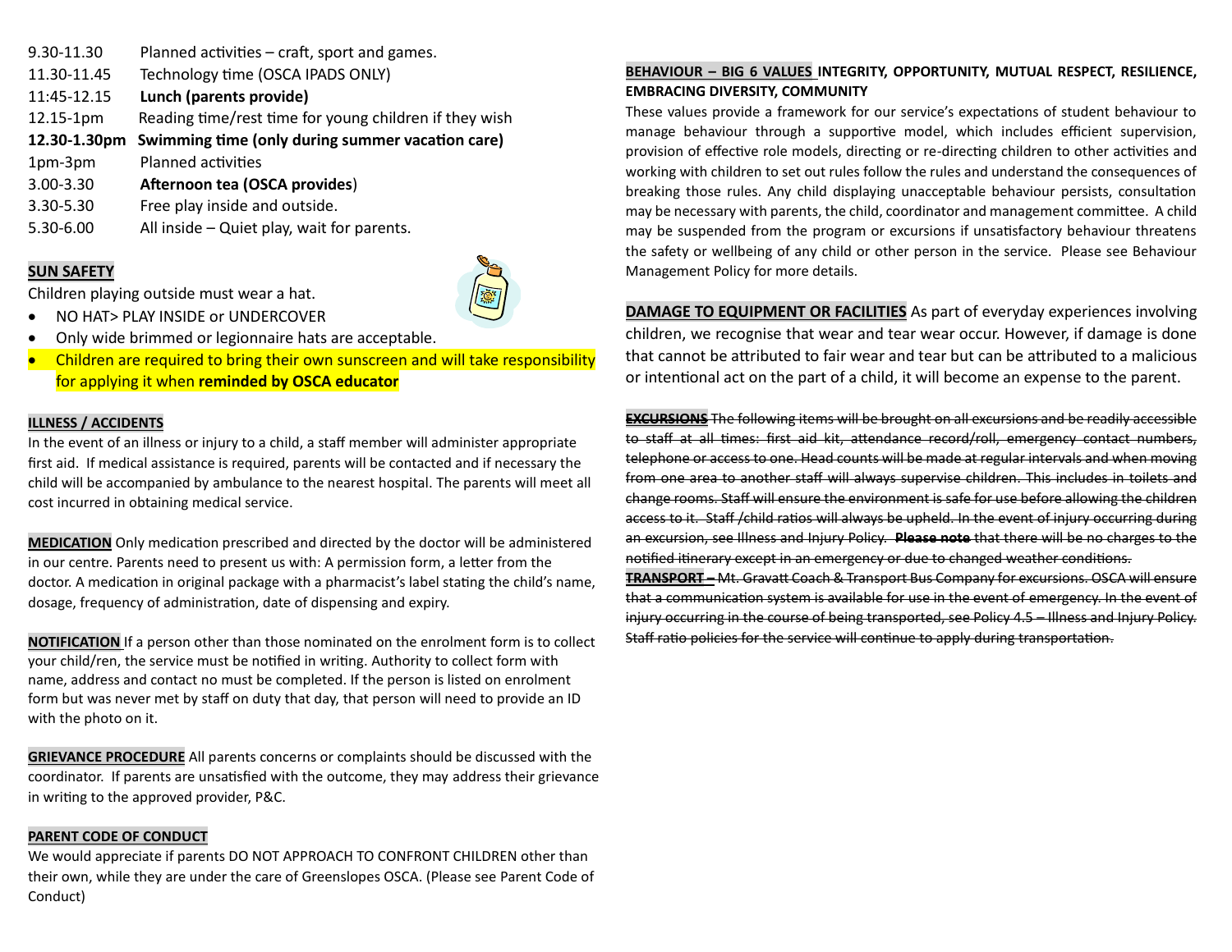| | |
|---|---|
| 9.30-11.30 | Planned activities – craft, sport and games. |
| 11.30-11.45 | Technology time (OSCA IPADS ONLY) |
| 11:45-12.15 | **Lunch (parents provide)** |
| 12.15-1pm | Reading time/rest time for young children if they wish |
| **12.30-1.30pm** | **Swimming time (only during summer vacation care)** |
| 1pm-3pm | Planned activities |
| 3.00-3.30 | **Afternoon tea (OSCA provides**) |
| 3.30-5.30 | Free play inside and outside. |
| 5.30-6.00 | All inside – Quiet play, wait for parents. |

**SUN SAFETY**

Children playing outside must wear a hat.

- NO HAT> PLAY INSIDE or UNDERCOVER
- Only wide brimmed or legionnaire hats are acceptable.
- Children are required to bring their own sunscreen and will take responsibility for applying it when **reminded by OSCA educator**

**ILLNESS / ACCIDENTS**

In the event of an illness or injury to a child, a staff member will administer appropriate first aid. If medical assistance is required, parents will be contacted and if necessary the child will be accompanied by ambulance to the nearest hospital. The parents will meet all cost incurred in obtaining medical service.

**MEDICATION** Only medication prescribed and directed by the doctor will be administered in our centre. Parents need to present us with: A permission form, a letter from the doctor. A medication in original package with a pharmacist's label stating the child's name, dosage, frequency of administration, date of dispensing and expiry.

**NOTIFICATION** If a person other than those nominated on the enrolment form is to collect your child/ren, the service must be notified in writing. Authority to collect form with name, address and contact no must be completed. If the person is listed on enrolment form but was never met by staff on duty that day, that person will need to provide an ID with the photo on it.

**GRIEVANCE PROCEDURE** All parents concerns or complaints should be discussed with the coordinator. If parents are unsatisfied with the outcome, they may address their grievance in writing to the approved provider, P&C.

**PARENT CODE OF CONDUCT**

We would appreciate if parents DO NOT APPROACH TO CONFRONT CHILDREN other than their own, while they are under the care of Greenslopes OSCA. (Please see Parent Code of Conduct)

**BEHAVIOUR – BIG 6 VALUES INTEGRITY, OPPORTUNITY, MUTUAL RESPECT, RESILIENCE, EMBRACING DIVERSITY, COMMUNITY**

These values provide a framework for our service's expectations of student behaviour to manage behaviour through a supportive model, which includes efficient supervision, provision of effective role models, directing or re-directing children to other activities and working with children to set out rules follow the rules and understand the consequences of breaking those rules. Any child displaying unacceptable behaviour persists, consultation may be necessary with parents, the child, coordinator and management committee. A child may be suspended from the program or excursions if unsatisfactory behaviour threatens the safety or wellbeing of any child or other person in the service. Please see Behaviour Management Policy for more details.

**DAMAGE TO EQUIPMENT OR FACILITIES** As part of everyday experiences involving children, we recognise that wear and tear wear occur. However, if damage is done that cannot be attributed to fair wear and tear but can be attributed to a malicious or intentional act on the part of a child, it will become an expense to the parent.

~~**EXCURSIONS** The following items will be brought on all excursions and be readily accessible to staff at all times: first aid kit, attendance record/roll, emergency contact numbers, telephone or access to one. Head counts will be made at regular intervals and when moving from one area to another staff will always supervise children. This includes in toilets and change rooms. Staff will ensure the environment is safe for use before allowing the children access to it. Staff /child ratios will always be upheld. In the event of injury occurring during an excursion, see Illness and Injury Policy. **Please note** that there will be no charges to the notified itinerary except in an emergency or due to changed weather conditions.~~

~~**TRANSPORT –** Mt. Gravatt Coach & Transport Bus Company for excursions. OSCA will ensure that a communication system is available for use in the event of emergency. In the event of injury occurring in the course of being transported, see Policy 4.5 – Illness and Injury Policy. Staff ratio policies for the service will continue to apply during transportation.~~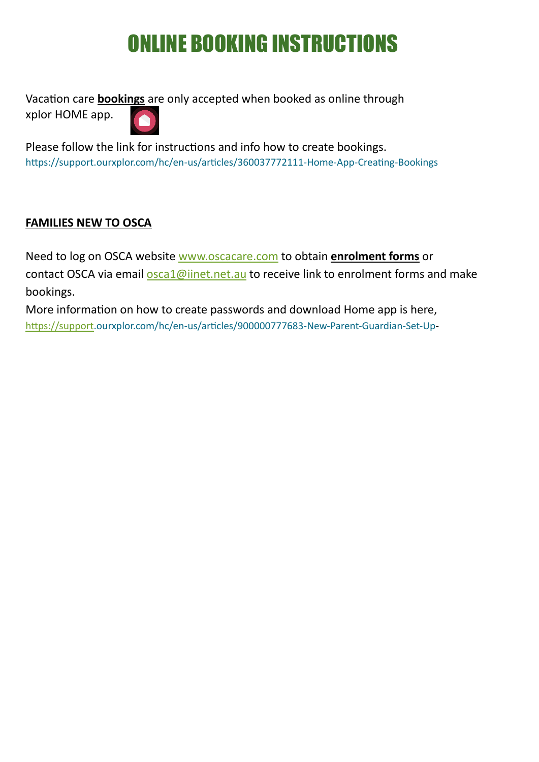# ONLINE BOOKING INSTRUCTIONS

Vacation care **bookings** are only accepted when booked as online through xplor HOME app.

Please follow the link for instructions and info how to create bookings.
https://support.ourxplor.com/hc/en-us/articles/360037772111-Home-App-Creating-Bookings

**FAMILIES NEW TO OSCA**

Need to log on OSCA website www.oscacare.com to obtain **enrolment forms** or contact OSCA via email osca1@iinet.net.au to receive link to enrolment forms and make bookings.

More information on how to create passwords and download Home app is here, https://support.ourxplor.com/hc/en-us/articles/900000777683-New-Parent-Guardian-Set-Up-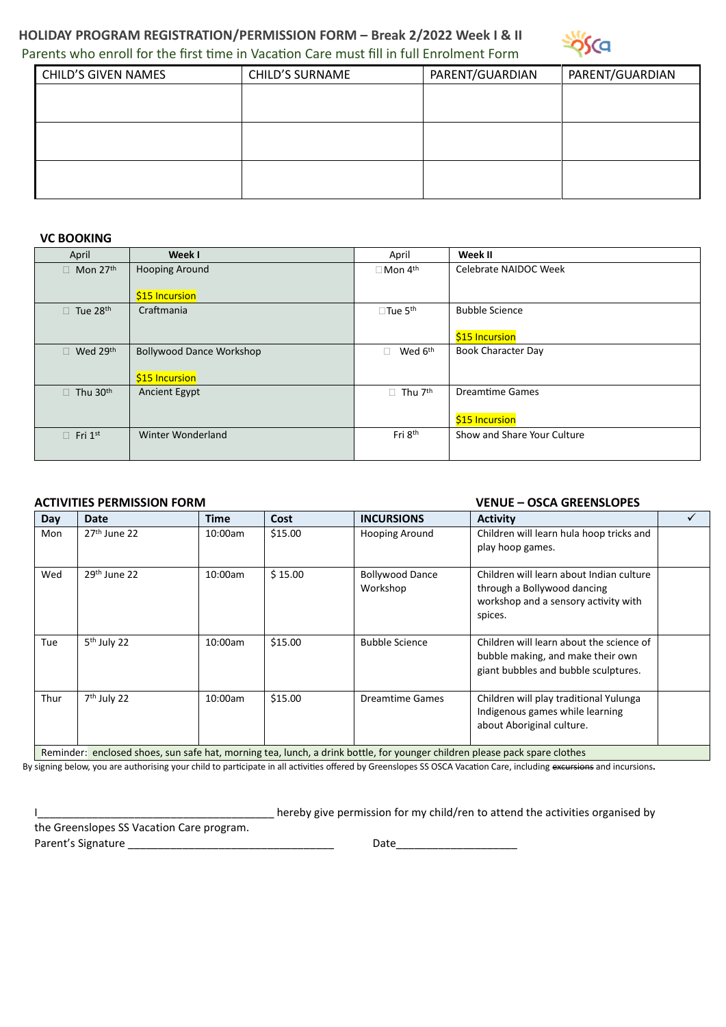# HOLIDAY PROGRAM REGISTRATION/PERMISSION FORM – Break 2/2022 Week I & II

Parents who enroll for the first time in Vacation Care must fill in full Enrolment Form

| CHILD'S GIVEN NAMES | CHILD'S SURNAME | PARENT/GUARDIAN | PARENT/GUARDIAN |
|---|---|---|---|
| | | | |
| | | | |
| | | | |

## VC BOOKING

| April | Week I | April | Week II |
|---|---|---|---|
| ☐ Mon 27th | Hooping Around<br><br>$15 Incursion | ☐Mon 4th | Celebrate NAIDOC Week |
| ☐ Tue 28th | Craftmania | ☐Tue 5th | Bubble Science<br><br>$15 Incursion |
| ☐ Wed 29th | Bollywood Dance Workshop<br><br>$15 Incursion | ☐ Wed 6th | Book Character Day |
| ☐ Thu 30th | Ancient Egypt | ☐ Thu 7th | Dreamtime Games<br><br>$15 Incursion |
| ☐ Fri 1st | Winter Wonderland | Fri 8th | Show and Share Your Culture |

## ACTIVITIES PERMISSION FORM

**VENUE – OSCA GREENSLOPES**

| Day | Date | Time | Cost | INCURSIONS | Activity | ✓ |
|---|---|---|---|---|---|---|
| Mon | 27th June 22 | 10:00am | $15.00 | Hooping Around | Children will learn hula hoop tricks and play hoop games. | |
| Wed | 29th June 22 | 10:00am | $ 15.00 | Bollywood Dance Workshop | Children will learn about Indian culture through a Bollywood dancing workshop and a sensory activity with spices. | |
| Tue | 5th July 22 | 10:00am | $15.00 | Bubble Science | Children will learn about the science of bubble making, and make their own giant bubbles and bubble sculptures. | |
| Thur | 7th July 22 | 10:00am | $15.00 | Dreamtime Games | Children will play traditional Yulunga Indigenous games while learning about Aboriginal culture. | |

Reminder: enclosed shoes, sun safe hat, morning tea, lunch, a drink bottle, for younger children please pack spare clothes

By signing below, you are authorising your child to participate in all activities offered by Greenslopes SS OSCA Vacation Care, including ~~excursions~~ and incursions.

I_______________________________________ hereby give permission for my child/ren to attend the activities organised by the Greenslopes SS Vacation Care program.

Parent's Signature _________________________________ Date___________________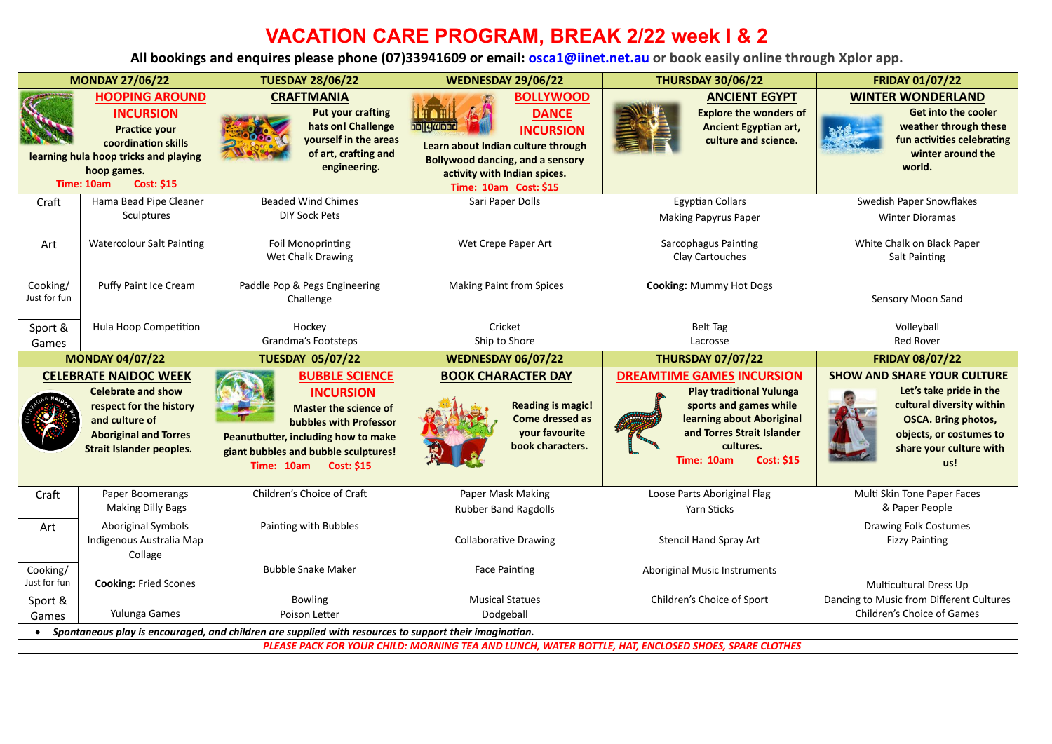# VACATION CARE PROGRAM, BREAK 2/22 week I & 2

**All bookings and enquires please phone (07)33941609 or email: osca1@iinet.net.au or book easily online through Xplor app.**

| | MONDAY 27/06/22 | TUESDAY 28/06/22 | WEDNESDAY 29/06/22 | THURSDAY 30/06/22 | FRIDAY 01/07/22 |
|---|---|---|---|---|---|
| | **HOOPING AROUND INCURSION** Practice your coordination skills learning hula hoop tricks and playing hoop games. Time: 10am Cost: $15 | **CRAFTMANIA** Put your crafting hats on! Challenge yourself in the areas of art, crafting and engineering. | **BOLLYWOOD DANCE INCURSION** Learn about Indian culture through Bollywood dancing, and a sensory activity with Indian spices. Time: 10am Cost: $15 | **ANCIENT EGYPT** Explore the wonders of Ancient Egyptian art, culture and science. | **WINTER WONDERLAND** Get into the cooler weather through these fun activities celebrating winter around the world. |
| Craft | Hama Bead Pipe Cleaner Sculptures | Beaded Wind Chimes<br>DIY Sock Pets | Sari Paper Dolls | Egyptian Collars<br>Making Papyrus Paper | Swedish Paper Snowflakes<br>Winter Dioramas |
| Art | Watercolour Salt Painting | Foil Monoprinting<br>Wet Chalk Drawing | Wet Crepe Paper Art | Sarcophagus Painting<br>Clay Cartouches | White Chalk on Black Paper<br>Salt Painting |
| Cooking/ Just for fun | Puffy Paint Ice Cream | Paddle Pop & Pegs Engineering Challenge | Making Paint from Spices | **Cooking:** Mummy Hot Dogs | Sensory Moon Sand |
| Sport & Games | Hula Hoop Competition | Hockey<br>Grandma's Footsteps | Cricket<br>Ship to Shore | Belt Tag<br>Lacrosse | Volleyball<br>Red Rover |
| | **MONDAY 04/07/22** | **TUESDAY 05/07/22** | **WEDNESDAY 06/07/22** | **THURSDAY 07/07/22** | **FRIDAY 08/07/22** |
| | **CELEBRATE NAIDOC WEEK** Celebrate and show respect for the history and culture of Aboriginal and Torres Strait Islander peoples. | **BUBBLE SCIENCE INCURSION** Master the science of bubbles with Professor Peanutbutter, including how to make giant bubbles and bubble sculptures! Time: 10am Cost: $15 | **BOOK CHARACTER DAY** Reading is magic! Come dressed as your favourite book characters. | **DREAMTIME GAMES INCURSION** Play traditional Yulunga sports and games while learning about Aboriginal and Torres Strait Islander cultures. Time: 10am Cost: $15 | **SHOW AND SHARE YOUR CULTURE** Let's take pride in the cultural diversity within OSCA. Bring photos, objects, or costumes to share your culture with us! |
| Craft | Paper Boomerangs<br>Making Dilly Bags | Children's Choice of Craft | Paper Mask Making<br>Rubber Band Ragdolls | Loose Parts Aboriginal Flag<br>Yarn Sticks | Multi Skin Tone Paper Faces & Paper People |
| Art | Aboriginal Symbols<br>Indigenous Australia Map Collage | Painting with Bubbles | Collaborative Drawing | Stencil Hand Spray Art | Drawing Folk Costumes<br>Fizzy Painting |
| Cooking/ Just for fun | **Cooking:** Fried Scones | Bubble Snake Maker | Face Painting | Aboriginal Music Instruments | Multicultural Dress Up |
| Sport & Games | Yulunga Games | Bowling<br>Poison Letter | Musical Statues<br>Dodgeball | Children's Choice of Sport | Dancing to Music from Different Cultures<br>Children's Choice of Games |

- *Spontaneous play is encouraged, and children are supplied with resources to support their imagination.*

*PLEASE PACK FOR YOUR CHILD: MORNING TEA AND LUNCH, WATER BOTTLE, HAT, ENCLOSED SHOES, SPARE CLOTHES*